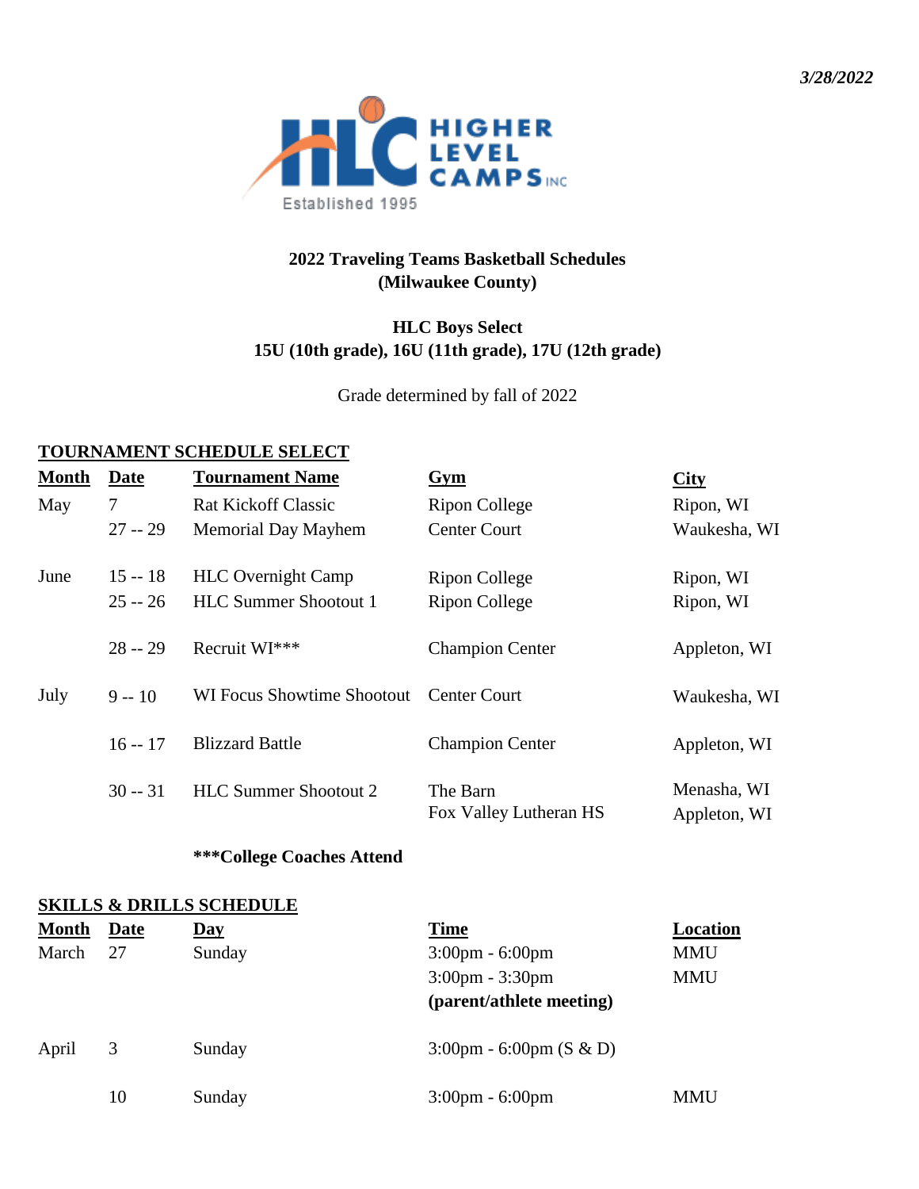*3/28/2022*

**2022 Traveling Teams Basketball Schedules**
**(Milwaukee County)**

**HLC Boys Select**
**15U (10th grade), 16U (11th grade), 17U (12th grade)**

Grade determined by fall of 2022

## TOURNAMENT SCHEDULE SELECT

| Month | Date | Tournament Name | Gym | City |
|---|---|---|---|---|
| May | 7 | Rat Kickoff Classic | Ripon College | Ripon, WI |
| | 27 -- 29 | Memorial Day Mayhem | Center Court | Waukesha, WI |
| June | 15 -- 18 | HLC Overnight Camp | Ripon College | Ripon, WI |
| | 25 -- 26 | HLC Summer Shootout 1 | Ripon College | Ripon, WI |
| | 28 -- 29 | Recruit WI*** | Champion Center | Appleton, WI |
| July | 9 -- 10 | WI Focus Showtime Shootout | Center Court | Waukesha, WI |
| | 16 -- 17 | Blizzard Battle | Champion Center | Appleton, WI |
| | 30 -- 31 | HLC Summer Shootout 2 | The Barn<br>Fox Valley Lutheran HS | Menasha, WI<br>Appleton, WI |

**\*\*\*College Coaches Attend**

## SKILLS & DRILLS SCHEDULE

| Month | Date | Day | Time | Location |
|---|---|---|---|---|
| March | 27 | Sunday | 3:00pm - 6:00pm | MMU |
| | | | 3:00pm - 3:30pm **(parent/athlete meeting)** | MMU |
| April | 3 | Sunday | 3:00pm - 6:00pm (S & D) | |
| | 10 | Sunday | 3:00pm - 6:00pm | MMU |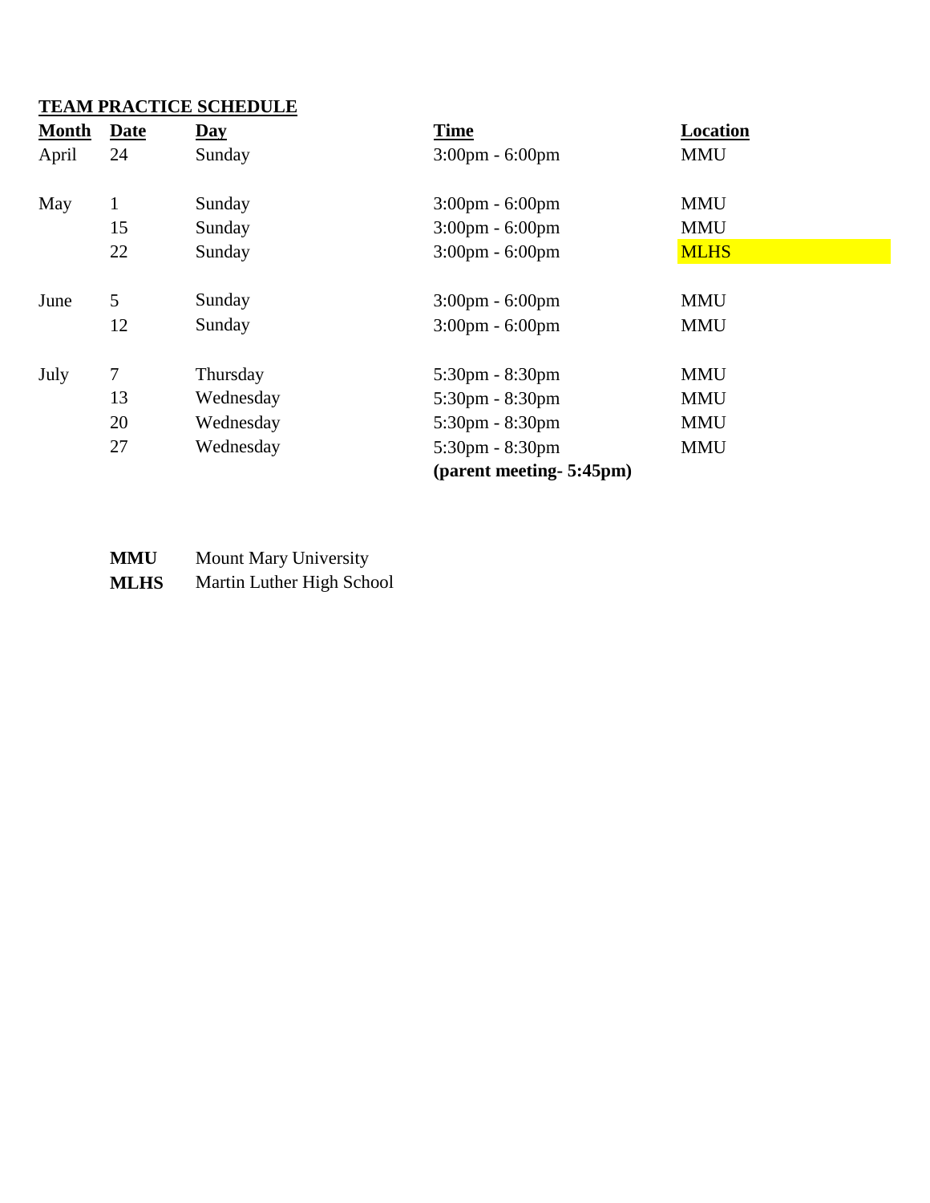**TEAM PRACTICE SCHEDULE**

| Month | Date | Day | Time | Location |
|---|---|---|---|---|
| April | 24 | Sunday | 3:00pm - 6:00pm | MMU |
| May | 1 | Sunday | 3:00pm - 6:00pm | MMU |
| | 15 | Sunday | 3:00pm - 6:00pm | MMU |
| | 22 | Sunday | 3:00pm - 6:00pm | MLHS |
| June | 5 | Sunday | 3:00pm - 6:00pm | MMU |
| | 12 | Sunday | 3:00pm - 6:00pm | MMU |
| July | 7 | Thursday | 5:30pm - 8:30pm | MMU |
| | 13 | Wednesday | 5:30pm - 8:30pm | MMU |
| | 20 | Wednesday | 5:30pm - 8:30pm | MMU |
| | 27 | Wednesday | 5:30pm - 8:30pm **(parent meeting- 5:45pm)** | MMU |

**MMU** Mount Mary University

**MLHS** Martin Luther High School